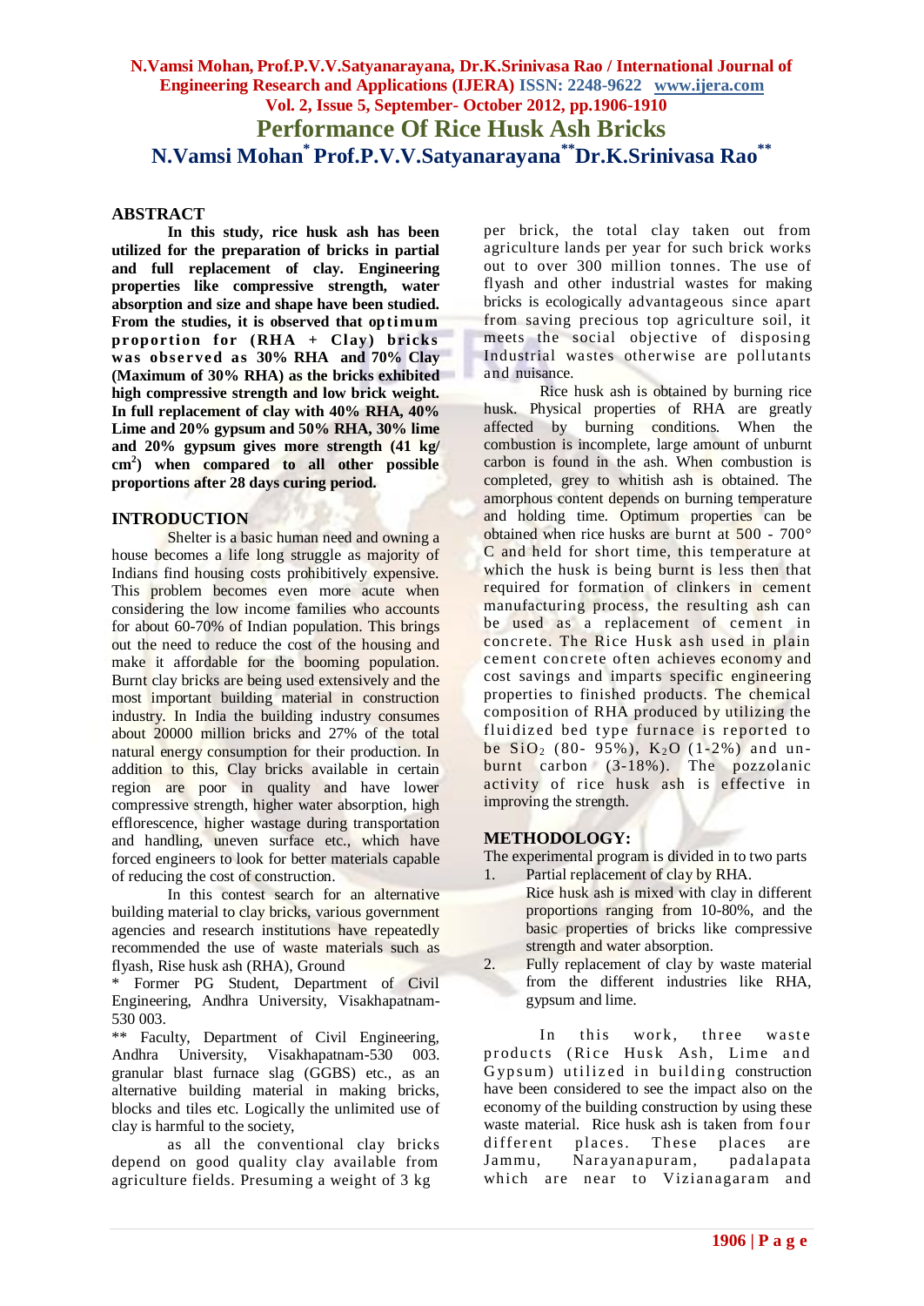# Performance Of Rice Husk Ash Bricks

**N.Vamsi Mohan*[*] Prof.P.V.V.Satyanarayana[**] Dr.K.Srinivasa Rao[**]**

## ABSTRACT

**In this study, rice husk ash has been utilized for the preparation of bricks in partial and full replacement of clay. Engineering properties like compressive strength, water absorption and size and shape have been studied. From the studies, it is observed that optimum proportion for (RHA + Clay) bricks was observed as 30% RHA and 70% Clay (Maximum of 30% RHA) as the bricks exhibited high compressive strength and low brick weight. In full replacement of clay with 40% RHA, 40% Lime and 20% gypsum and 50% RHA, 30% lime and 20% gypsum gives more strength (41 kg/ cm$^2$) when compared to all other possible proportions after 28 days curing period.**

## INTRODUCTION

Shelter is a basic human need and owning a house becomes a life long struggle as majority of Indians find housing costs prohibitively expensive. This problem becomes even more acute when considering the low income families who accounts for about 60-70% of Indian population. This brings out the need to reduce the cost of the housing and make it affordable for the booming population. Burnt clay bricks are being used extensively and the most important building material in construction industry. In India the building industry consumes about 20000 million bricks and 27% of the total natural energy consumption for their production. In addition to this, Clay bricks available in certain region are poor in quality and have lower compressive strength, higher water absorption, high efflorescence, higher wastage during transportation and handling, uneven surface etc., which have forced engineers to look for better materials capable of reducing the cost of construction.

In this contest search for an alternative building material to clay bricks, various government agencies and research institutions have repeatedly recommended the use of waste materials such as flyash, Rise husk ash (RHA), Ground granular blast furnace slag (GGBS) etc., as an alternative building material in making bricks, blocks and tiles etc. Logically the unlimited use of clay is harmful to the society,

as all the conventional clay bricks depend on good quality clay available from agriculture fields. Presuming a weight of 3 kg per brick, the total clay taken out from agriculture lands per year for such brick works out to over 300 million tonnes. The use of flyash and other industrial wastes for making bricks is ecologically advantageous since apart from saving precious top agriculture soil, it meets the social objective of disposing Industrial wastes otherwise are pollutants and nuisance.

Rice husk ash is obtained by burning rice husk. Physical properties of RHA are greatly affected by burning conditions. When the combustion is incomplete, large amount of unburnt carbon is found in the ash. When combustion is completed, grey to whitish ash is obtained. The amorphous content depends on burning temperature and holding time. Optimum properties can be obtained when rice husks are burnt at 500 - 700° C and held for short time, this temperature at which the husk is being burnt is less then that required for formation of clinkers in cement manufacturing process, the resulting ash can be used as a replacement of cement in concrete. The Rice Husk ash used in plain cement concrete often achieves economy and cost savings and imparts specific engineering properties to finished products. The chemical composition of RHA produced by utilizing the fluidized bed type furnace is reported to be $SiO_2$ (80- 95%), $K_2O$ (1-2%) and un-burnt carbon (3-18%). The pozzolanic activity of rice husk ash is effective in improving the strength.

## METHODOLOGY:

The experimental program is divided in to two parts

1. Partial replacement of clay by RHA.
   Rice husk ash is mixed with clay in different proportions ranging from 10-80%, and the basic properties of bricks like compressive strength and water absorption.
2. Fully replacement of clay by waste material from the different industries like RHA, gypsum and lime.

In this work, three waste products (Rice Husk Ash, Lime and Gypsum) utilized in building construction have been considered to see the impact also on the economy of the building construction by using these waste material. Rice husk ash is taken from four different places. These places are Jammu, Narayanapuram, padalapata which are near to Vizianagaram and

\* Former PG Student, Department of Civil Engineering, Andhra University, Visakhapatnam-530 003.

\*\* Faculty, Department of Civil Engineering, Andhra University, Visakhapatnam-530 003.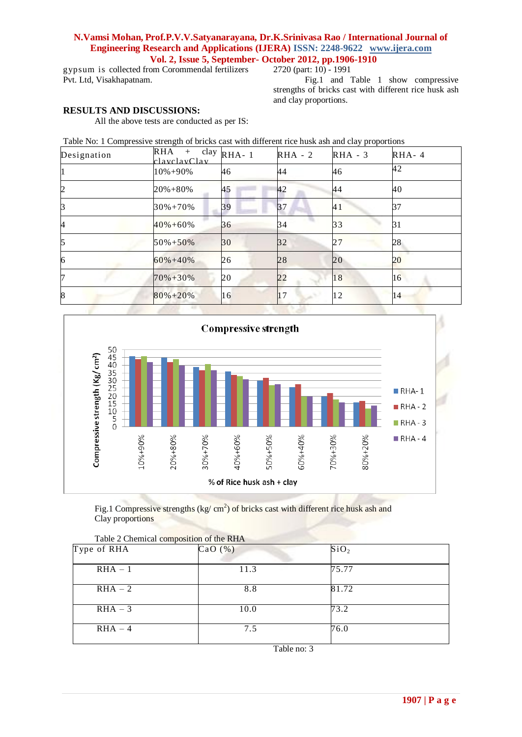gypsum is collected from Coromendal fertilizers Pvt. Ltd, Visakhapatnam.

## RESULTS AND DISCUSSIONS:

All the above tests are conducted as per IS: 2720 (part: 10) - 1991

Fig.1 and Table 1 show compressive strengths of bricks cast with different rice husk ash and clay proportions.

Table No: 1 Compressive strength of bricks cast with different rice husk ash and clay proportions

| Designation | RHA + clay claycla yClay | RHA- 1 | RHA - 2 | RHA - 3 | RHA- 4 |
|---|---|---|---|---|---|
| 1 | 10%+90% | 46 | 44 | 46 | 42 |
| 2 | 20%+80% | 45 | 42 | 44 | 40 |
| 3 | 30%+70% | 39 | 37 | 41 | 37 |
| 4 | 40%+60% | 36 | 34 | 33 | 31 |
| 5 | 50%+50% | 30 | 32 | 27 | 28 |
| 6 | 60%+40% | 26 | 28 | 20 | 20 |
| 7 | 70%+30% | 20 | 22 | 18 | 16 |
| 8 | 80%+20% | 16 | 17 | 12 | 14 |

Fig.1 Compressive strengths (kg/ cm[2]) of bricks cast with different rice husk ash and Clay proportions

Table 2 Chemical composition of the RHA

| Type of RHA | CaO (%) | $SiO_2$ |
|---|---|---|
| RHA – 1 | 11.3 | 75.77 |
| RHA – 2 | 8.8 | 81.72 |
| RHA – 3 | 10.0 | 73.2 |
| RHA – 4 | 7.5 | 76.0 |

Table no: 3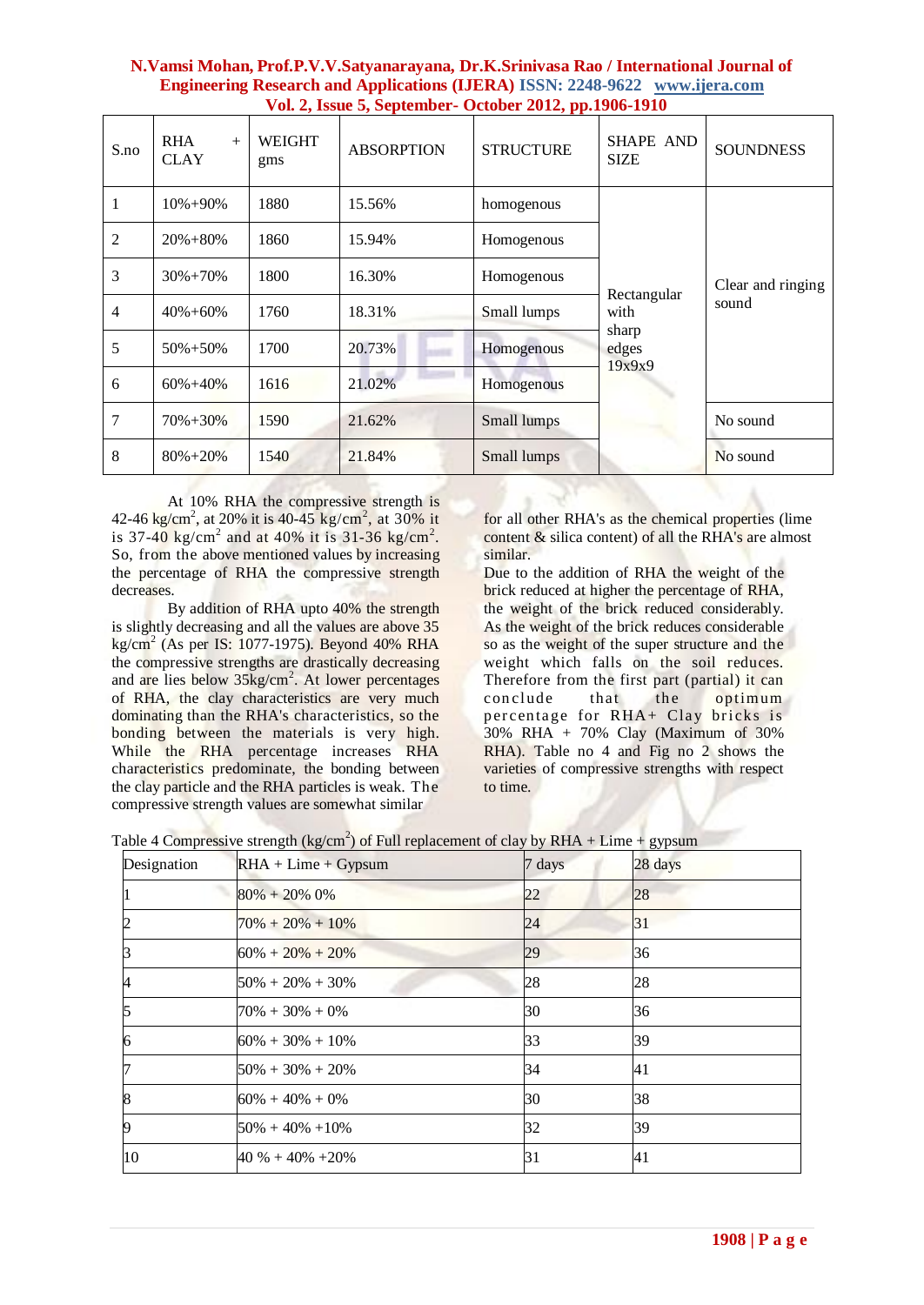| S.no | RHA + CLAY | WEIGHT gms | ABSORPTION | STRUCTURE | SHAPE AND SIZE | SOUNDNESS |
|---|---|---|---|---|---|---|
| 1 | 10%+90% | 1880 | 15.56% | homogenous | Rectangular with sharp edges 19x9x9 | Clear and ringing sound |
| 2 | 20%+80% | 1860 | 15.94% | Homogenous | | |
| 3 | 30%+70% | 1800 | 16.30% | Homogenous | | |
| 4 | 40%+60% | 1760 | 18.31% | Small lumps | | |
| 5 | 50%+50% | 1700 | 20.73% | Homogenous | | |
| 6 | 60%+40% | 1616 | 21.02% | Homogenous | | |
| 7 | 70%+30% | 1590 | 21.62% | Small lumps | | No sound |
| 8 | 80%+20% | 1540 | 21.84% | Small lumps | | No sound |

At 10% RHA the compressive strength is 42-46 $kg/cm^2$, at 20% it is 40-45 $kg/cm^2$, at 30% it is 37-40 $kg/cm^2$ and at 40% it is 31-36 $kg/cm^2$. So, from the above mentioned values by increasing the percentage of RHA the compressive strength decreases.

By addition of RHA upto 40% the strength is slightly decreasing and all the values are above 35 $kg/cm^2$ (As per IS: 1077-1975). Beyond 40% RHA the compressive strengths are drastically decreasing and are lies below 35$kg/cm^2$. At lower percentages of RHA, the clay characteristics are very much dominating than the RHA's characteristics, so the bonding between the materials is very high. While the RHA percentage increases RHA characteristics predominate, the bonding between the clay particle and the RHA particles is weak. The compressive strength values are somewhat similar for all other RHA's as the chemical properties (lime content & silica content) of all the RHA's are almost similar.

Due to the addition of RHA the weight of the brick reduced at higher the percentage of RHA, the weight of the brick reduced considerably. As the weight of the brick reduces considerable so as the weight of the super structure and the weight which falls on the soil reduces. Therefore from the first part (partial) it can conclude that the optimum percentage for RHA+ Clay bricks is 30% RHA + 70% Clay (Maximum of 30% RHA). Table no 4 and Fig no 2 shows the varieties of compressive strengths with respect to time.

Table 4 Compressive strength ($kg/cm^2$) of Full replacement of clay by RHA + Lime + gypsum

| Designation | RHA + Lime + Gypsum | 7 days | 28 days |
|---|---|---|---|
| 1 | 80% + 20% 0% | 22 | 28 |
| 2 | 70% + 20% + 10% | 24 | 31 |
| 3 | 60% + 20% + 20% | 29 | 36 |
| 4 | 50% + 20% + 30% | 28 | 28 |
| 5 | 70% + 30% + 0% | 30 | 36 |
| 6 | 60% + 30% + 10% | 33 | 39 |
| 7 | 50% + 30% + 20% | 34 | 41 |
| 8 | 60% + 40% + 0% | 30 | 38 |
| 9 | 50% + 40% +10% | 32 | 39 |
| 10 | 40 % + 40% +20% | 31 | 41 |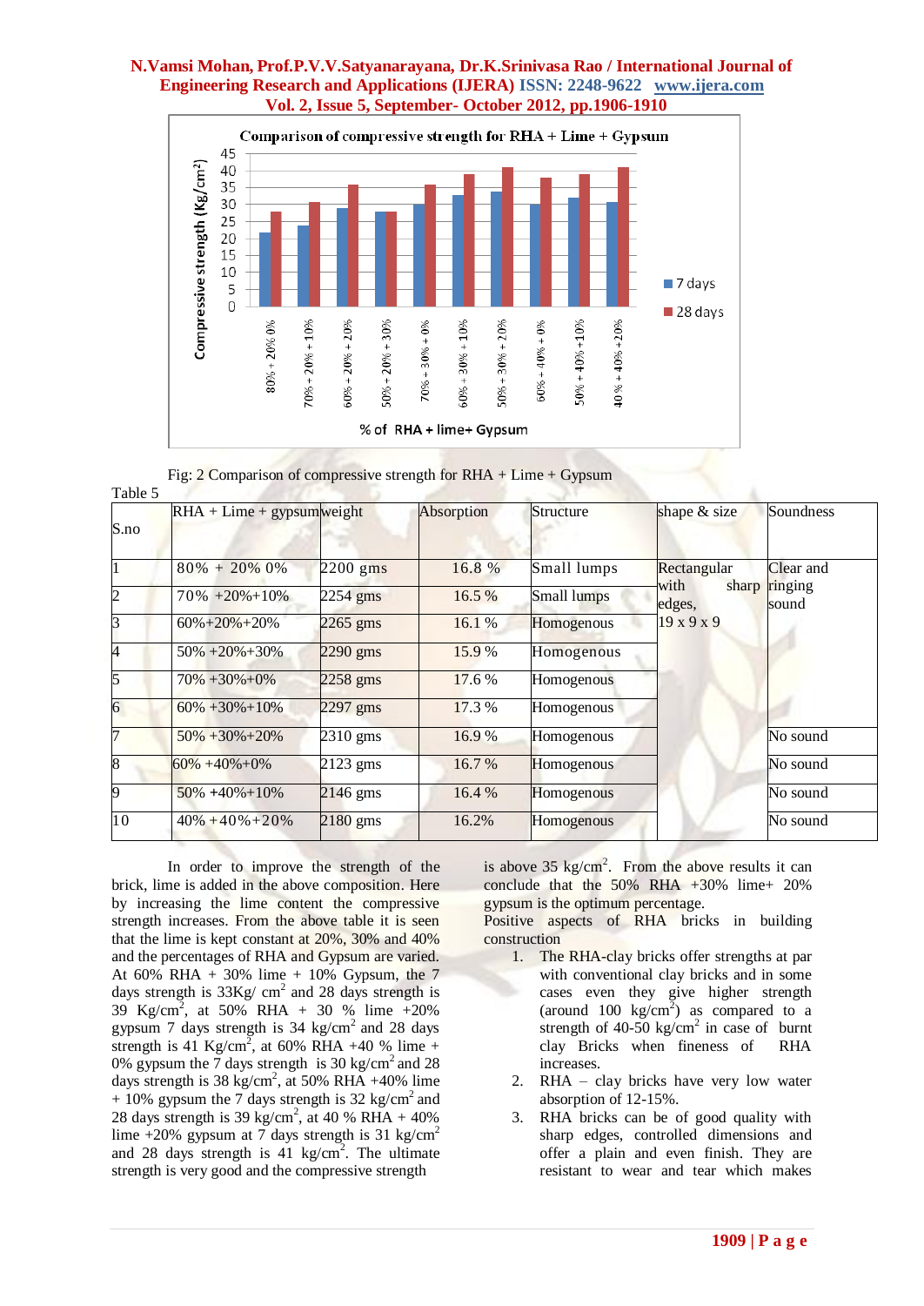Fig: 2 Comparison of compressive strength for RHA + Lime + Gypsum

Table 5

| S.no | RHA + Lime + gypsum | weight | Absorption | Structure | shape & size | Soundness |
|---|---|---|---|---|---|---|
| 1 | 80% + 20% 0% | 2200 gms | 16.8 % | Small lumps | Rectangular with sharp edges, 19 x 9 x 9 | Clear and ringing sound |
| 2 | 70% +20%+10% | 2254 gms | 16.5 % | Small lumps | | |
| 3 | 60%+20%+20% | 2265 gms | 16.1 % | Homogenous | | |
| 4 | 50% +20%+30% | 2290 gms | 15.9 % | Homogenous | | |
| 5 | 70% +30%+0% | 2258 gms | 17.6 % | Homogenous | | |
| 6 | 60% +30%+10% | 2297 gms | 17.3 % | Homogenous | | |
| 7 | 50% +30%+20% | 2310 gms | 16.9 % | Homogenous | | No sound |
| 8 | 60% +40%+0% | 2123 gms | 16.7 % | Homogenous | | No sound |
| 9 | 50% +40%+10% | 2146 gms | 16.4 % | Homogenous | | No sound |
| 10 | 40% +40%+20% | 2180 gms | 16.2% | Homogenous | | No sound |

In order to improve the strength of the brick, lime is added in the above composition. Here by increasing the lime content the compressive strength increases. From the above table it is seen that the lime is kept constant at 20%, 30% and 40% and the percentages of RHA and Gypsum are varied. At 60% RHA + 30% lime + 10% Gypsum, the 7 days strength is 33Kg/ $cm^2$ and 28 days strength is 39 $Kg/cm^2$, at 50% RHA + 30 % lime +20% gypsum 7 days strength is 34 $kg/cm^2$ and 28 days strength is 41 $Kg/cm^2$, at 60% RHA +40 % lime + 0% gypsum the 7 days strength is 30 $kg/cm^2$ and 28 days strength is 38 $kg/cm^2$, at 50% RHA +40% lime + 10% gypsum the 7 days strength is 32 $kg/cm^2$ and 28 days strength is 39 $kg/cm^2$, at 40 % RHA + 40% lime +20% gypsum at 7 days strength is 31 $kg/cm^2$ and 28 days strength is 41 $kg/cm^2$. The ultimate strength is very good and the compressive strength is above 35 $kg/cm^2$. From the above results it can conclude that the 50% RHA +30% lime+ 20% gypsum is the optimum percentage.

Positive aspects of RHA bricks in building construction

1. The RHA-clay bricks offer strengths at par with conventional clay bricks and in some cases even they give higher strength (around 100 $kg/cm^2$) as compared to a strength of 40-50 $kg/cm^2$ in case of burnt clay Bricks when fineness of RHA increases.
2. RHA – clay bricks have very low water absorption of 12-15%.
3. RHA bricks can be of good quality with sharp edges, controlled dimensions and offer a plain and even finish. They are resistant to wear and tear which makes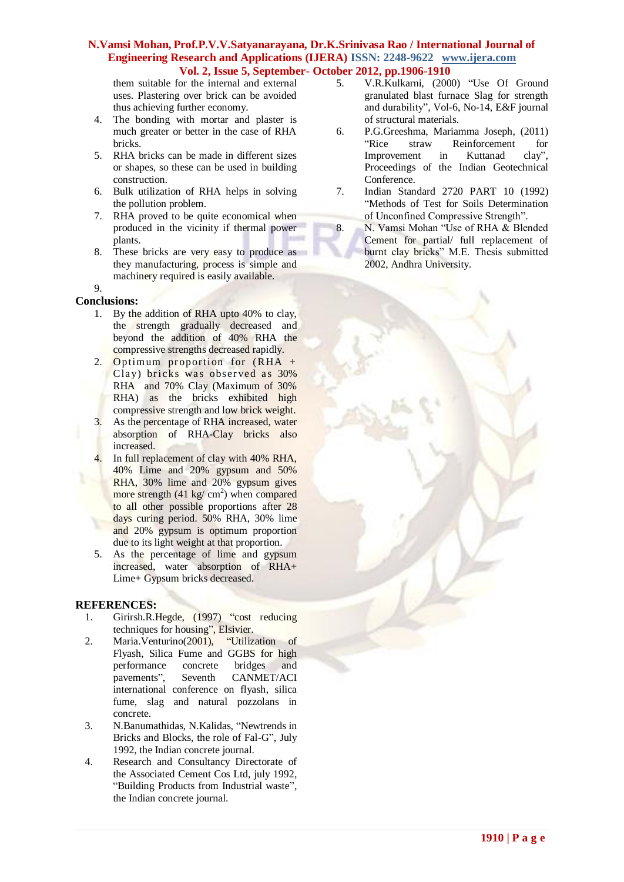them suitable for the internal and external uses. Plastering over brick can be avoided thus achieving further economy.

4. The bonding with mortar and plaster is much greater or better in the case of RHA bricks.
5. RHA bricks can be made in different sizes or shapes, so these can be used in building construction.
6. Bulk utilization of RHA helps in solving the pollution problem.
7. RHA proved to be quite economical when produced in the vicinity if thermal power plants.
8. These bricks are very easy to produce as they manufacturing, process is simple and machinery required is easily available.
9. 

## Conclusions:

1. By the addition of RHA upto 40% to clay, the strength gradually decreased and beyond the addition of 40% RHA the compressive strengths decreased rapidly.
2. Optimum proportion for (RHA + Clay) bricks was observed as 30% RHA and 70% Clay (Maximum of 30% RHA) as the bricks exhibited high compressive strength and low brick weight.
3. As the percentage of RHA increased, water absorption of RHA-Clay bricks also increased.
4. In full replacement of clay with 40% RHA, 40% Lime and 20% gypsum and 50% RHA, 30% lime and 20% gypsum gives more strength (41 kg/ $cm^2$) when compared to all other possible proportions after 28 days curing period. 50% RHA, 30% lime and 20% gypsum is optimum proportion due to its light weight at that proportion.
5. As the percentage of lime and gypsum increased, water absorption of RHA+ Lime+ Gypsum bricks decreased.

## REFERENCES:

1. Girirsh.R.Hegde, (1997) "cost reducing techniques for housing", Elsivier.
2. Maria.Venturino(2001), "Utilization of Flyash, Silica Fume and GGBS for high performance concrete bridges and pavements", Seventh CANMET/ACI international conference on flyash, silica fume, slag and natural pozzolans in concrete.
3. N.Banumathidas, N.Kalidas, "Newtrends in Bricks and Blocks, the role of Fal-G", July 1992, the Indian concrete journal.
4. Research and Consultancy Directorate of the Associated Cement Cos Ltd, july 1992, "Building Products from Industrial waste", the Indian concrete journal.
5. V.R.Kulkarni, (2000) "Use Of Ground granulated blast furnace Slag for strength and durability", Vol-6, No-14, E&F journal of structural materials.
6. P.G.Greeshma, Mariamma Joseph, (2011) "Rice straw Reinforcement for Improvement in Kuttanad clay", Proceedings of the Indian Geotechnical Conference.
7. Indian Standard 2720 PART 10 (1992) "Methods of Test for Soils Determination of Unconfined Compressive Strength".
8. N. Vamsi Mohan "Use of RHA & Blended Cement for partial/ full replacement of burnt clay bricks" M.E. Thesis submitted 2002, Andhra University.